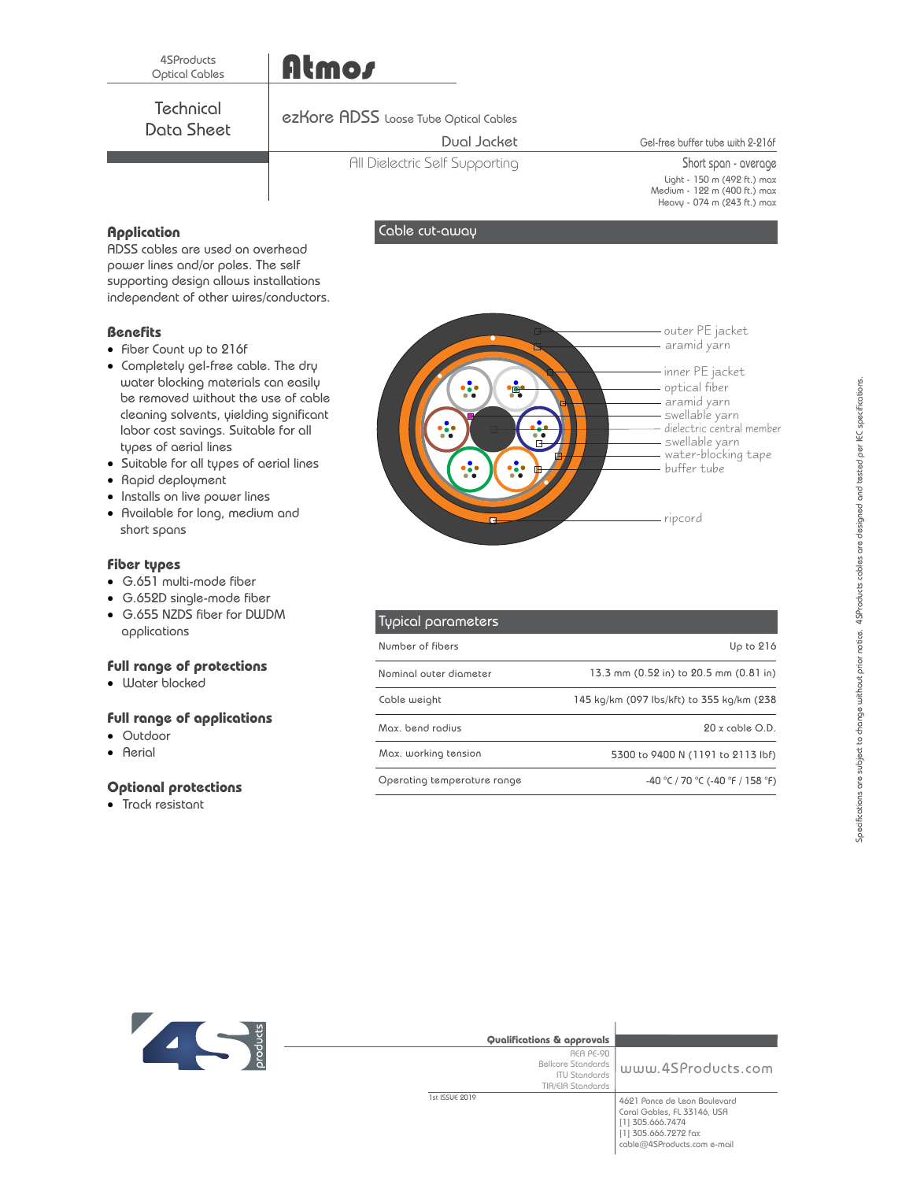4SProducts Optical Cables

# Atmos

## Technical Data Sheet

ezKore ADSS Loose Tube Optical Cables

Dual Jacket

All Dielectric Self Supporting

Gel-free buffer tube with 2-216f

Short span - average

Light - 150 m (492 ft.) max
Medium - 122 m (400 ft.) max
Heavy - 074 m (243 ft.) max

### Application

ADSS cables are used on overhead power lines and/or poles. The self supporting design allows installations independent of other wires/conductors.

### Benefits

- Fiber Count up to 216f
- Completely gel-free cable. The dry water blocking materials can easily be removed without the use of cable cleaning solvents, yielding significant labor cost savings. Suitable for all types of aerial lines
- Suitable for all types of aerial lines
- Rapid deployment
- Installs on live power lines
- Available for long, medium and short spans

### Fiber types

- G.651 multi-mode fiber
- G.652D single-mode fiber
- G.655 NZDS fiber for DWDM applications

### Full range of protections

- Water blocked

### Full range of applications

- Outdoor
- Aerial

### Optional protections

- Track resistant

### Cable cut-away

outer PE jacket
aramid yarn
inner PE jacket
optical fiber
aramid yarn
swellable yarn
dielectric central member
swellable yarn
water-blocking tape
buffer tube
ripcord

### Typical parameters

| Parameter | Value |
|---|---|
| Number of fibers | Up to 216 |
| Nominal outer diameter | 13.3 mm (0.52 in) to 20.5 mm (0.81 in) |
| Cable weight | 145 kg/km (097 lbs/kft) to 355 kg/km (238 |
| Max. bend radius | 20 x cable O.D. |
| Max. working tension | 5300 to 9400 N (1191 to 2113 lbf) |
| Operating temperature range | -40 °C / 70 °C (-40 °F / 158 °F) |

Specifications are subject to change without prior notice. 4SProducts cables are designed and tested per IEC specifications.

4S products

**Qualifications & approvals**

REA PE-90
Bellcore Standards
ITU Standards
TIA/EIA Standards

1st ISSUE 2019

www.4SProducts.com

4621 Ponce de Leon Boulevard
Coral Gables, FL 33146, USA
[1] 305.666.7474
[1] 305.666.7272 fax
cable@4SProducts.com e-mail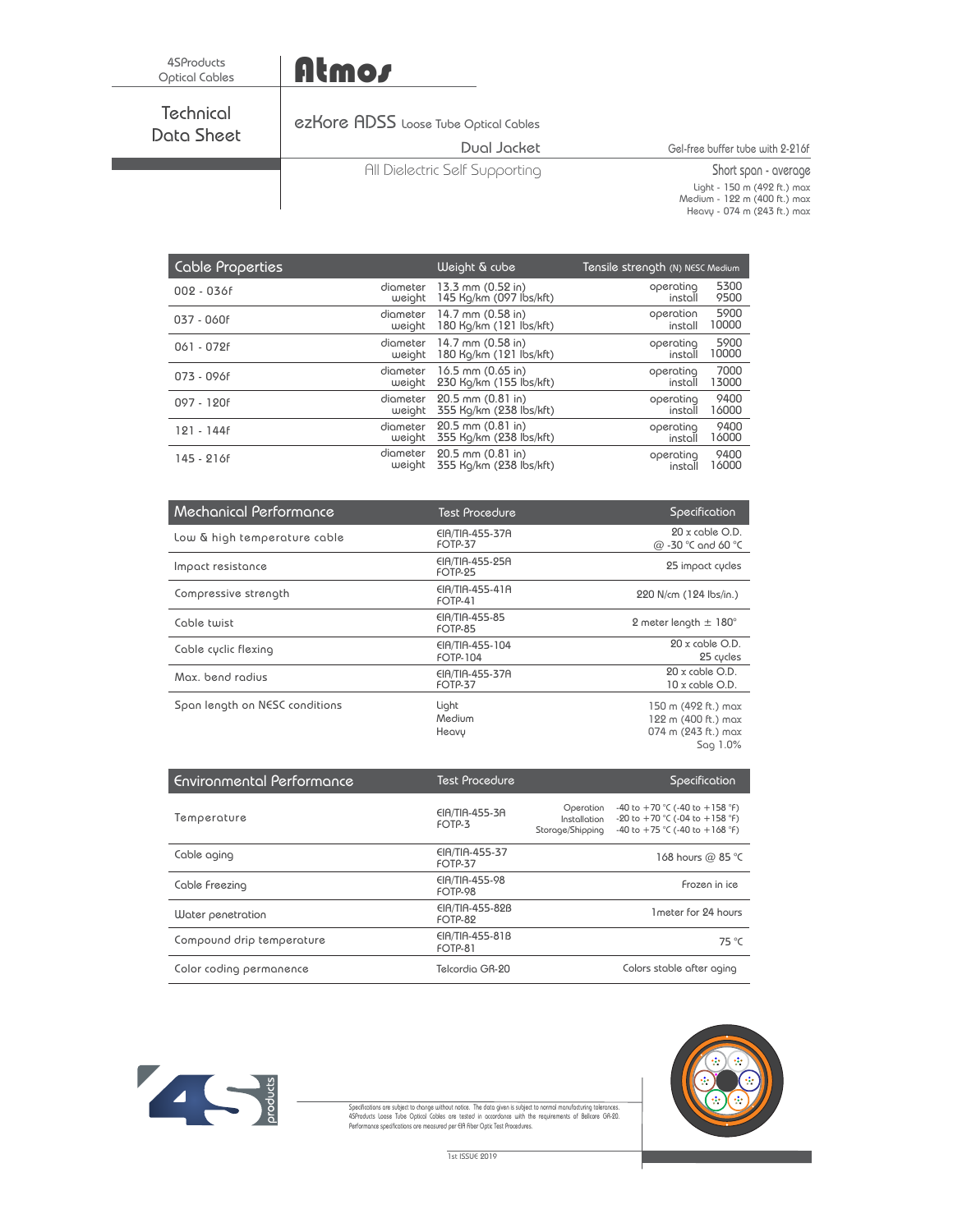4SProducts
Optical Cables

# Atmos

## Technical Data Sheet

## ezKore ADSS Loose Tube Optical Cables

Dual Jacket

All Dielectric Self Supporting

Gel-free buffer tube with 2-216f

Short span - average

Light - 150 m (492 ft.) max
Medium - 122 m (400 ft.) max
Heavy - 074 m (243 ft.) max

| Cable Properties | | Weight & cube | Tensile strength (N) NESC Medium | |
|---|---|---|---|---|
| 002 - 036f | diameter<br>weight | 13.3 mm (0.52 in)<br>145 Kg/km (097 lbs/kft) | operating<br>install | 5300<br>9500 |
| 037 - 060f | diameter<br>weight | 14.7 mm (0.58 in)<br>180 Kg/km (121 lbs/kft) | operation<br>install | 5900<br>10000 |
| 061 - 072f | diameter<br>weight | 14.7 mm (0.58 in)<br>180 Kg/km (121 lbs/kft) | operating<br>install | 5900<br>10000 |
| 073 - 096f | diameter<br>weight | 16.5 mm (0.65 in)<br>230 Kg/km (155 lbs/kft) | operating<br>install | 7000<br>13000 |
| 097 - 120f | diameter<br>weight | 20.5 mm (0.81 in)<br>355 Kg/km (238 lbs/kft) | operating<br>install | 9400<br>16000 |
| 121 - 144f | diameter<br>weight | 20.5 mm (0.81 in)<br>355 Kg/km (238 lbs/kft) | operating<br>install | 9400<br>16000 |
| 145 - 216f | diameter<br>weight | 20.5 mm (0.81 in)<br>355 Kg/km (238 lbs/kft) | operating<br>install | 9400<br>16000 |

| Mechanical Performance | Test Procedure | Specification |
|---|---|---|
| Low & high temperature cable | EIA/TIA-455-37A<br>FOTP-37 | 20 x cable O.D.<br>@ -30 °C and 60 °C |
| Impact resistance | EIA/TIA-455-25A<br>FOTP-25 | 25 impact cycles |
| Compressive strength | EIA/TIA-455-41A<br>FOTP-41 | 220 N/cm (124 lbs/in.) |
| Cable twist | EIA/TIA-455-85<br>FOTP-85 | 2 meter length ± 180° |
| Cable cyclic flexing | EIA/TIA-455-104<br>FOTP-104 | 20 x cable O.D.<br>25 cycles |
| Max. bend radius | EIA/TIA-455-37A<br>FOTP-37 | 20 x cable O.D.<br>10 x cable O.D. |
| Span length on NESC conditions | Light<br>Medium<br>Heavy | 150 m (492 ft.) max<br>122 m (400 ft.) max<br>074 m (243 ft.) max<br>Sag 1.0% |

| Environmental Performance | Test Procedure | | Specification |
|---|---|---|---|
| Temperature | EIA/TIA-455-3A<br>FOTP-3 | Operation<br>Installation<br>Storage/Shipping | -40 to +70 °C (-40 to +158 °F)<br>-20 to +70 °C (-04 to +158 °F)<br>-40 to +75 °C (-40 to +168 °F) |
| Cable aging | EIA/TIA-455-37<br>FOTP-37 | | 168 hours @ 85 °C |
| Cable Freezing | EIA/TIA-455-98<br>FOTP-98 | | Frozen in ice |
| Water penetration | EIA/TIA-455-82B<br>FOTP-82 | | 1meter for 24 hours |
| Compound drip temperature | EIA/TIA-455-81B<br>FOTP-81 | | 75 °C |
| Color coding permanence | Telcordia GR-20 | | Colors stable after aging |

Specifications are subject to change without notice. The data given is subject to normal manufacturing tolerances. 4SProducts Loose Tube Optical Cables are tested in accordance with the requirements of Bellcore GR-20. Performance specifications are measured per EIA Fiber Optic Test Procedures.

1st ISSUE 2019